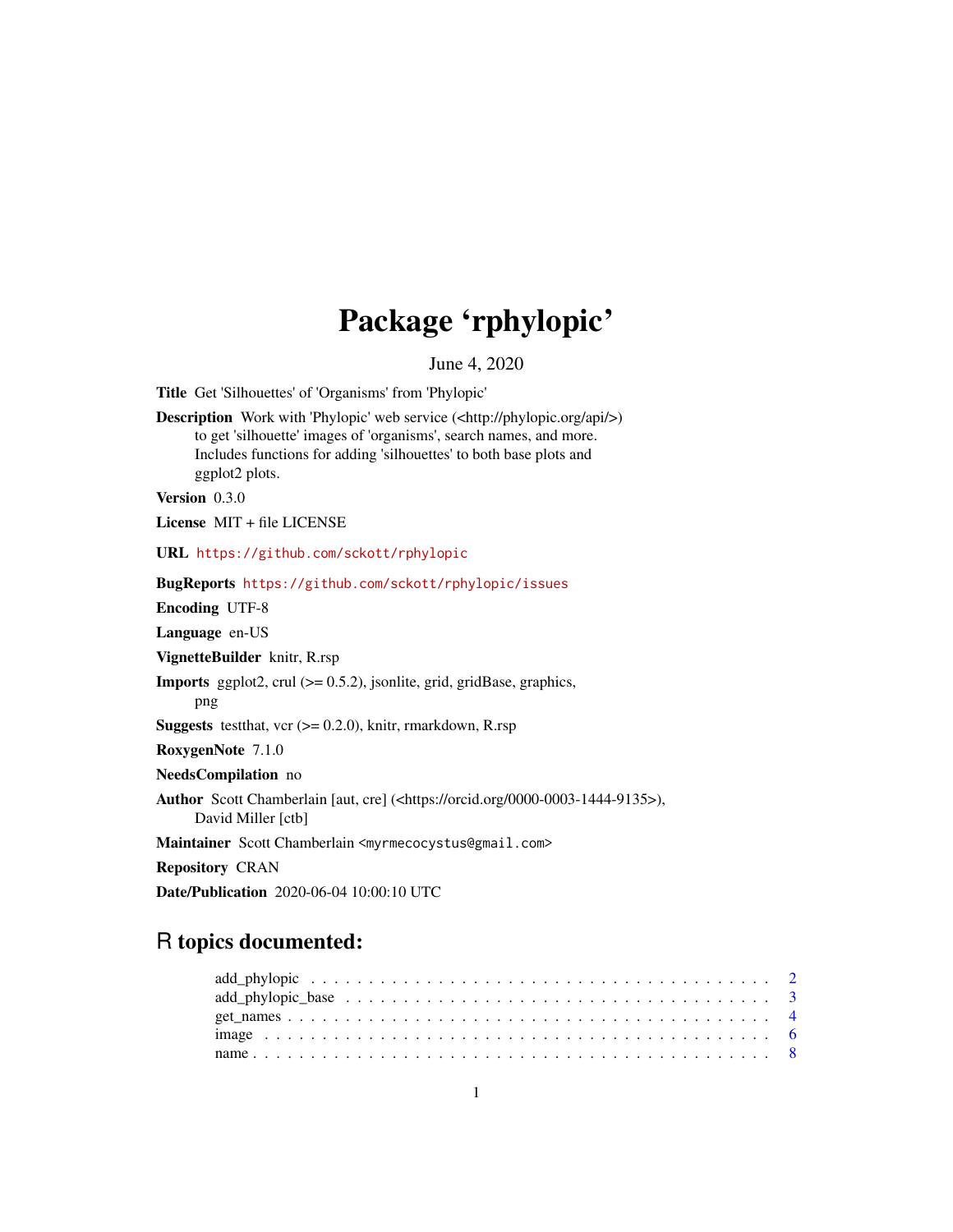# Package 'rphylopic'

June 4, 2020

**Title** Get 'Silhouettes' of 'Organisms' from 'Phylopic'

**Description** Work with 'Phylopic' web service (<http://phylopic.org/api/>) to get 'silhouette' images of 'organisms', search names, and more. Includes functions for adding 'silhouettes' to both base plots and ggplot2 plots.

**Version** 0.3.0

**License** MIT + file LICENSE

**URL** https://github.com/sckott/rphylopic

**BugReports** https://github.com/sckott/rphylopic/issues

**Encoding** UTF-8

**Language** en-US

**VignetteBuilder** knitr, R.rsp

**Imports** ggplot2, crul (>= 0.5.2), jsonlite, grid, gridBase, graphics, png

**Suggests** testthat, vcr (>= 0.2.0), knitr, rmarkdown, R.rsp

**RoxygenNote** 7.1.0

**NeedsCompilation** no

**Author** Scott Chamberlain [aut, cre] (<https://orcid.org/0000-0003-1444-9135>), David Miller [ctb]

**Maintainer** Scott Chamberlain <myrmecocystus@gmail.com>

**Repository** CRAN

**Date/Publication** 2020-06-04 10:00:10 UTC

## R topics documented:

| | |
|---|---|
| add_phylopic | 2 |
| add_phylopic_base | 3 |
| get_names | 4 |
| image | 6 |
| name | 8 |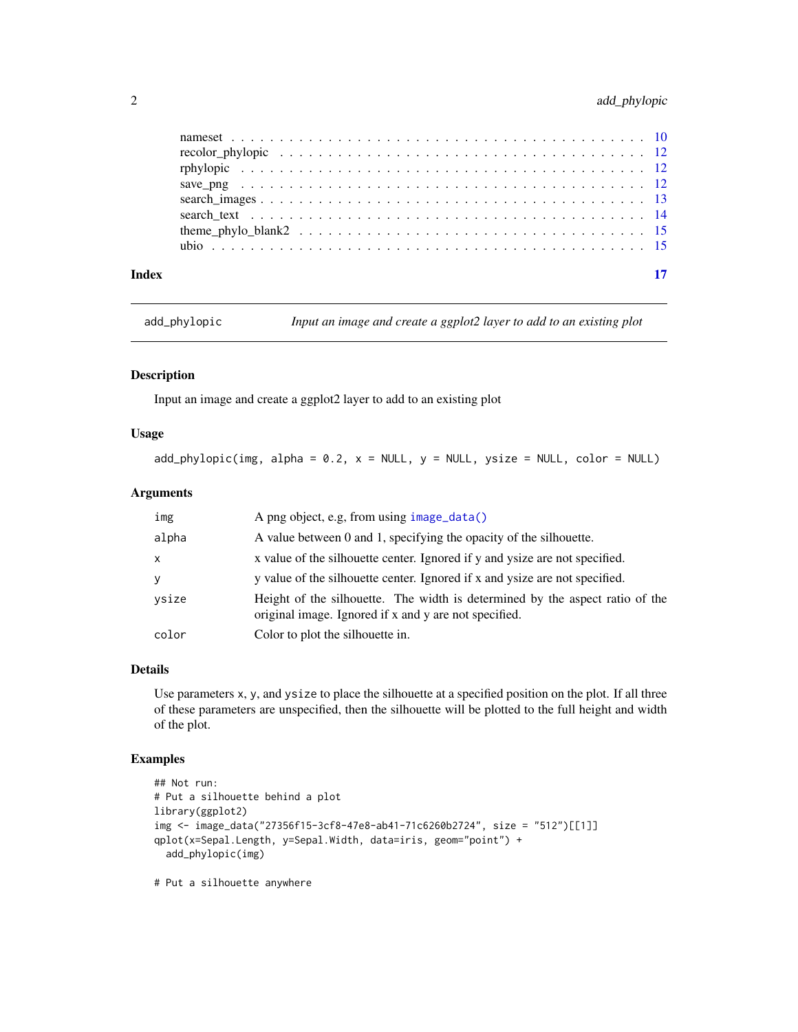| | |
|---|---|
| nameset | 10 |
| recolor_phylopic | 12 |
| rphylopic | 12 |
| save_png | 12 |
| search_images | 13 |
| search_text | 14 |
| theme_phylo_blank2 | 15 |
| ubio | 15 |

**Index** **17**

---

## add_phylopic — *Input an image and create a ggplot2 layer to add to an existing plot*

---

### Description

Input an image and create a ggplot2 layer to add to an existing plot

### Usage

```
add_phylopic(img, alpha = 0.2, x = NULL, y = NULL, ysize = NULL, color = NULL)
```

### Arguments

| | |
|---|---|
| img | A png object, e.g, from using `image_data()` |
| alpha | A value between 0 and 1, specifying the opacity of the silhouette. |
| x | x value of the silhouette center. Ignored if y and ysize are not specified. |
| y | y value of the silhouette center. Ignored if x and ysize are not specified. |
| ysize | Height of the silhouette. The width is determined by the aspect ratio of the original image. Ignored if x and y are not specified. |
| color | Color to plot the silhouette in. |

### Details

Use parameters `x`, `y`, and `ysize` to place the silhouette at a specified position on the plot. If all three of these parameters are unspecified, then the silhouette will be plotted to the full height and width of the plot.

### Examples

```
## Not run:
# Put a silhouette behind a plot
library(ggplot2)
img <- image_data("27356f15-3cf8-47e8-ab41-71c6260b2724", size = "512")[[1]]
qplot(x=Sepal.Length, y=Sepal.Width, data=iris, geom="point") +
  add_phylopic(img)

# Put a silhouette anywhere
```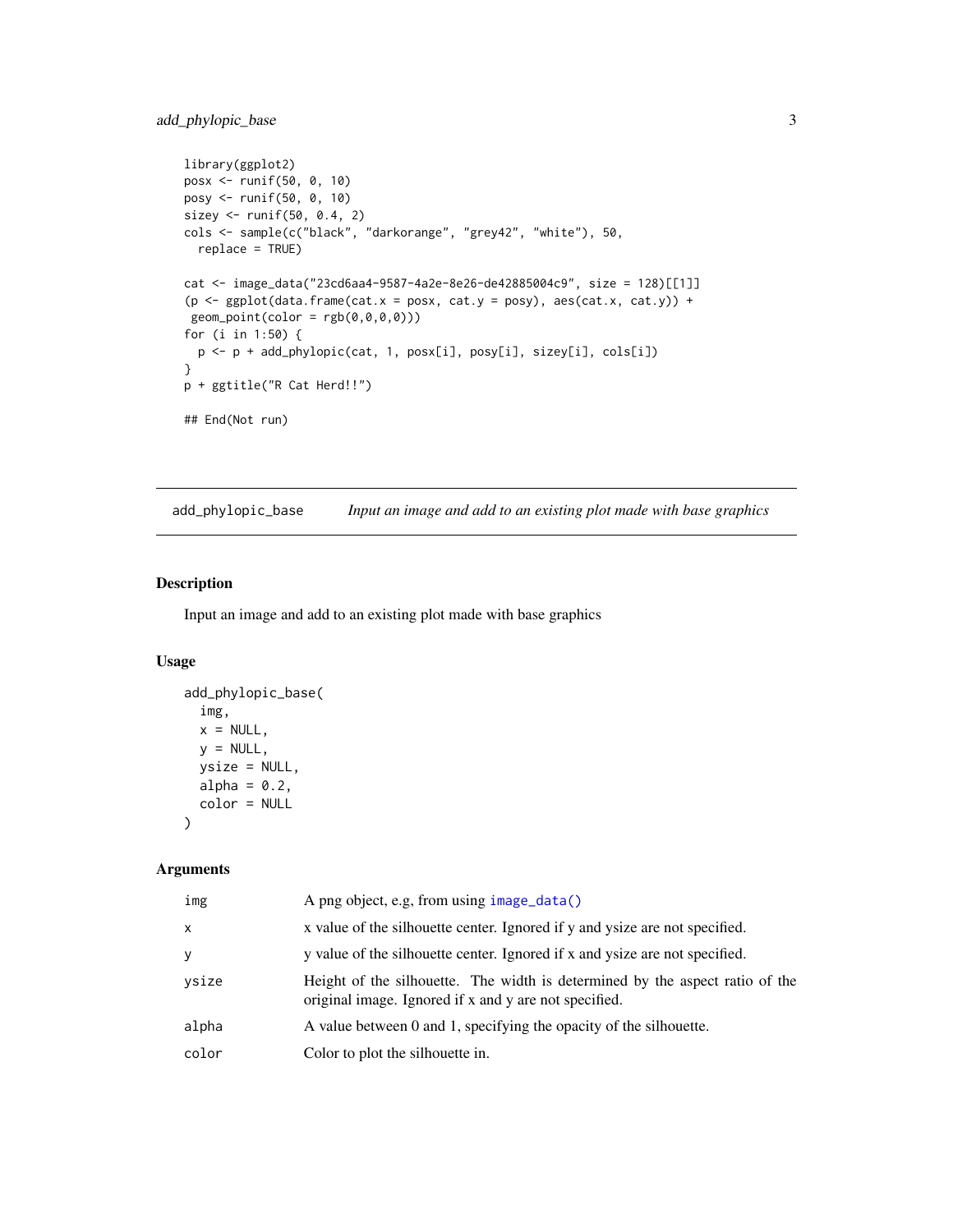```
library(ggplot2)
posx <- runif(50, 0, 10)
posy <- runif(50, 0, 10)
sizey <- runif(50, 0.4, 2)
cols <- sample(c("black", "darkorange", "grey42", "white"), 50,
  replace = TRUE)

cat <- image_data("23cd6aa4-9587-4a2e-8e26-de42885004c9", size = 128)[[1]]
(p <- ggplot(data.frame(cat.x = posx, cat.y = posy), aes(cat.x, cat.y)) +
 geom_point(color = rgb(0,0,0,0)))
for (i in 1:50) {
  p <- p + add_phylopic(cat, 1, posx[i], posy[i], sizey[i], cols[i])
}
p + ggtitle("R Cat Herd!!")

## End(Not run)
```

## add_phylopic_base — *Input an image and add to an existing plot made with base graphics*

### Description

Input an image and add to an existing plot made with base graphics

### Usage

```
add_phylopic_base(
  img,
  x = NULL,
  y = NULL,
  ysize = NULL,
  alpha = 0.2,
  color = NULL
)
```

### Arguments

| Argument | Description |
|---|---|
| img | A png object, e.g, from using image_data() |
| x | x value of the silhouette center. Ignored if y and ysize are not specified. |
| y | y value of the silhouette center. Ignored if x and ysize are not specified. |
| ysize | Height of the silhouette. The width is determined by the aspect ratio of the original image. Ignored if x and y are not specified. |
| alpha | A value between 0 and 1, specifying the opacity of the silhouette. |
| color | Color to plot the silhouette in. |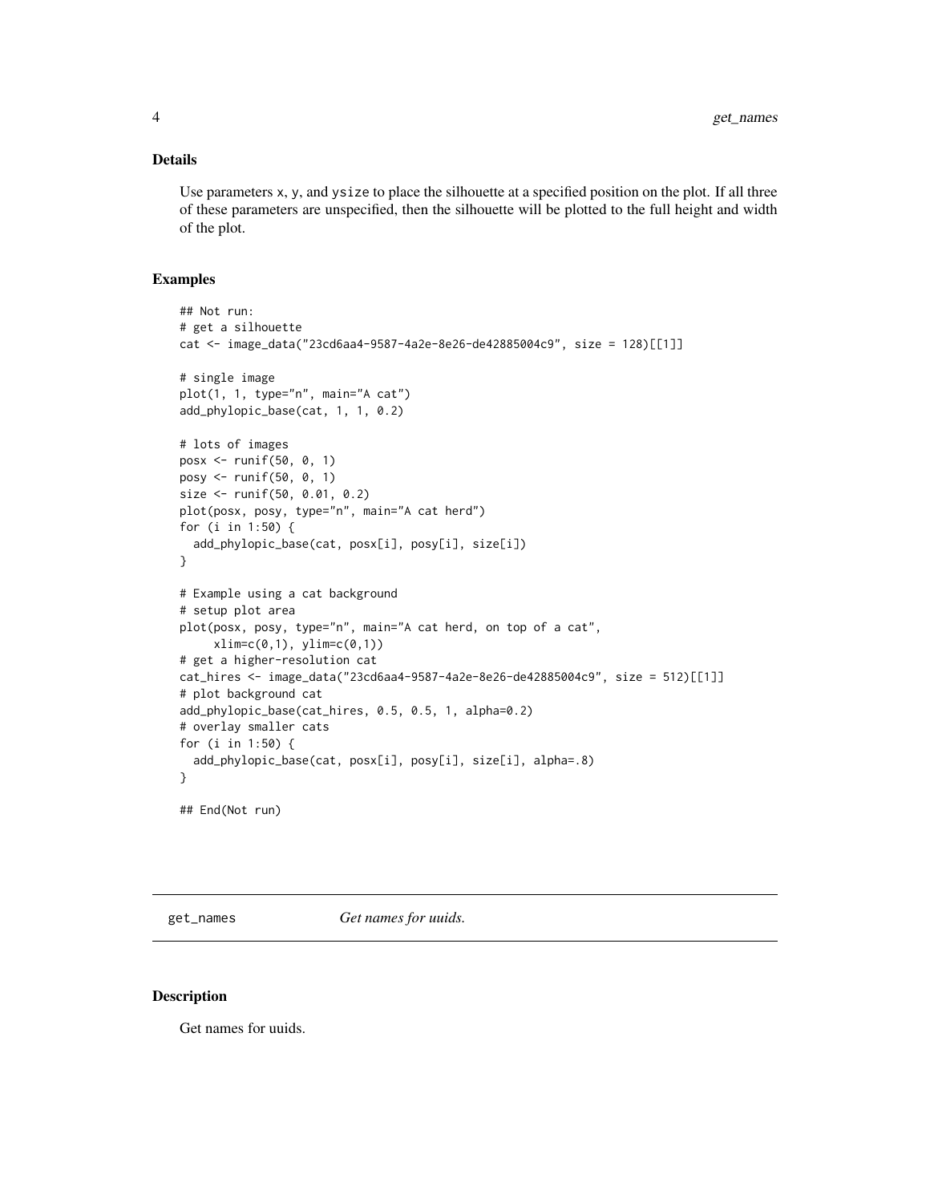## Details

Use parameters x, y, and ysize to place the silhouette at a specified position on the plot. If all three of these parameters are unspecified, then the silhouette will be plotted to the full height and width of the plot.

## Examples

```
## Not run:
# get a silhouette
cat <- image_data("23cd6aa4-9587-4a2e-8e26-de42885004c9", size = 128)[[1]]

# single image
plot(1, 1, type="n", main="A cat")
add_phylopic_base(cat, 1, 1, 0.2)

# lots of images
posx <- runif(50, 0, 1)
posy <- runif(50, 0, 1)
size <- runif(50, 0.01, 0.2)
plot(posx, posy, type="n", main="A cat herd")
for (i in 1:50) {
  add_phylopic_base(cat, posx[i], posy[i], size[i])
}

# Example using a cat background
# setup plot area
plot(posx, posy, type="n", main="A cat herd, on top of a cat",
     xlim=c(0,1), ylim=c(0,1))
# get a higher-resolution cat
cat_hires <- image_data("23cd6aa4-9587-4a2e-8e26-de42885004c9", size = 512)[[1]]
# plot background cat
add_phylopic_base(cat_hires, 0.5, 0.5, 1, alpha=0.2)
# overlay smaller cats
for (i in 1:50) {
  add_phylopic_base(cat, posx[i], posy[i], size[i], alpha=.8)
}

## End(Not run)
```

---

# get_names *Get names for uuids.*

---

## Description

Get names for uuids.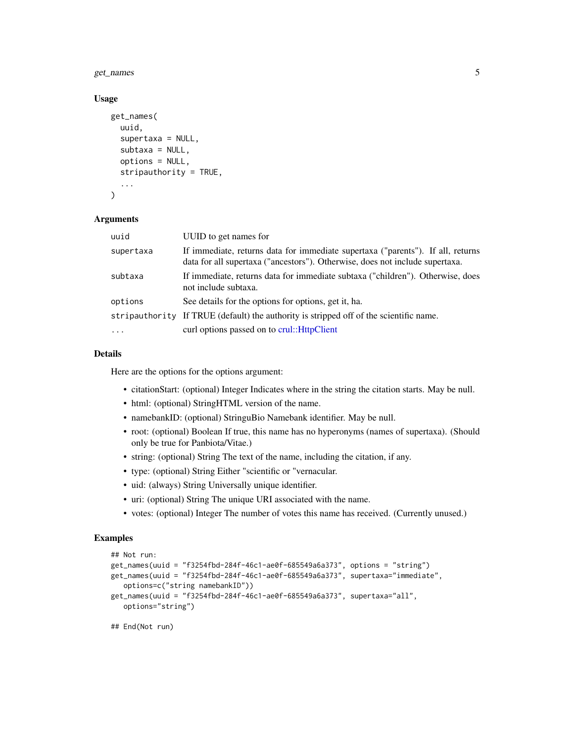### Usage

```
get_names(
  uuid,
  supertaxa = NULL,
  subtaxa = NULL,
  options = NULL,
  stripauthority = TRUE,
  ...
)
```

### Arguments

| | |
|---|---|
| uuid | UUID to get names for |
| supertaxa | If immediate, returns data for immediate supertaxa ("parents"). If all, returns data for all supertaxa ("ancestors"). Otherwise, does not include supertaxa. |
| subtaxa | If immediate, returns data for immediate subtaxa ("children"). Otherwise, does not include subtaxa. |
| options | See details for the options for options, get it, ha. |
| stripauthority | If TRUE (default) the authority is stripped off of the scientific name. |
| ... | curl options passed on to crul::HttpClient |

### Details

Here are the options for the options argument:

- citationStart: (optional) Integer Indicates where in the string the citation starts. May be null.
- html: (optional) StringHTML version of the name.
- namebankID: (optional) StringuBio Namebank identifier. May be null.
- root: (optional) Boolean If true, this name has no hyperonyms (names of supertaxa). (Should only be true for Panbiota/Vitae.)
- string: (optional) String The text of the name, including the citation, if any.
- type: (optional) String Either "scientific or "vernacular.
- uid: (always) String Universally unique identifier.
- uri: (optional) String The unique URI associated with the name.
- votes: (optional) Integer The number of votes this name has received. (Currently unused.)

### Examples

```
## Not run:
get_names(uuid = "f3254fbd-284f-46c1-ae0f-685549a6a373", options = "string")
get_names(uuid = "f3254fbd-284f-46c1-ae0f-685549a6a373", supertaxa="immediate",
   options=c("string namebankID"))
get_names(uuid = "f3254fbd-284f-46c1-ae0f-685549a6a373", supertaxa="all",
   options="string")

## End(Not run)
```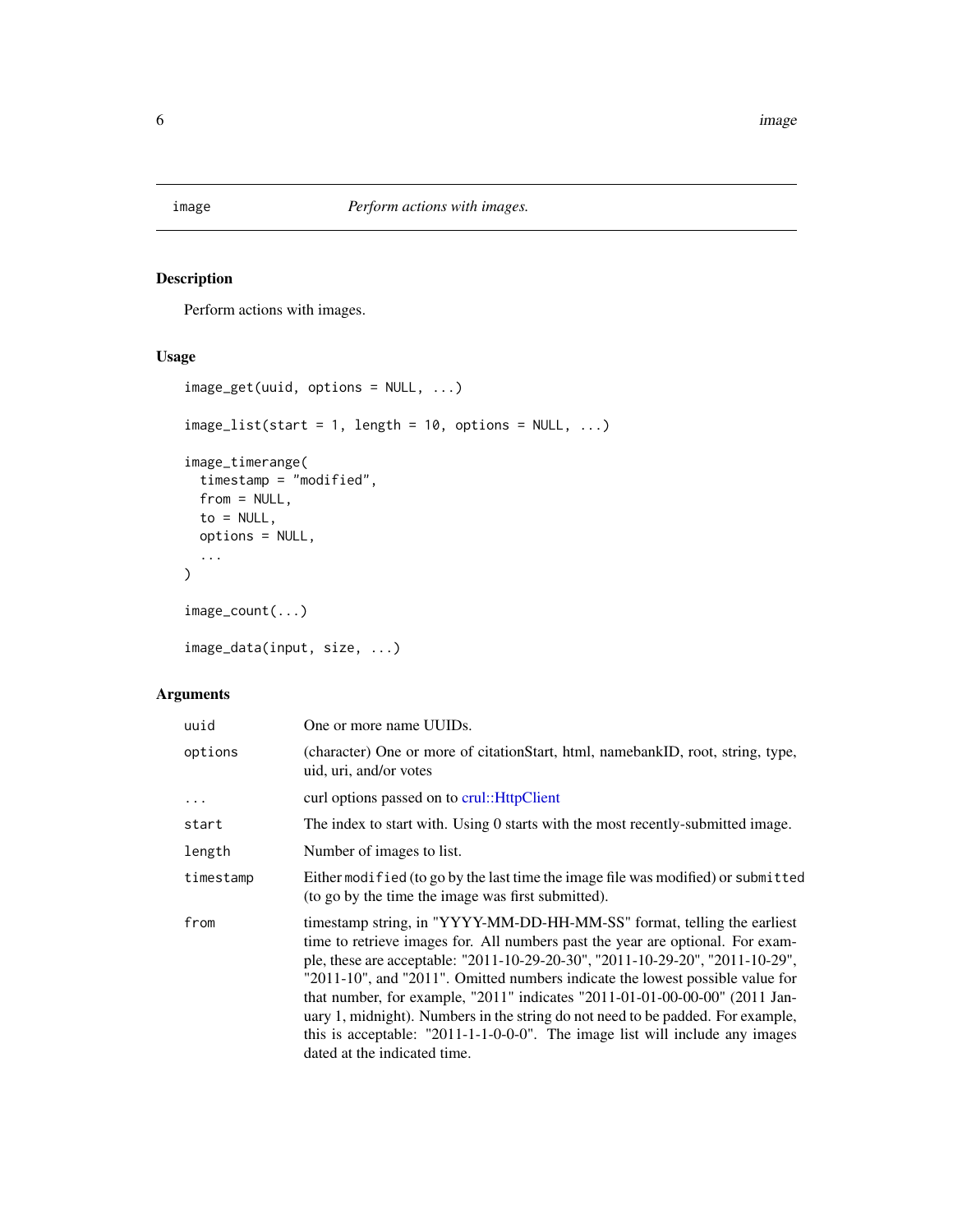# image — *Perform actions with images.*

## Description

Perform actions with images.

## Usage

```
image_get(uuid, options = NULL, ...)

image_list(start = 1, length = 10, options = NULL, ...)

image_timerange(
  timestamp = "modified",
  from = NULL,
  to = NULL,
  options = NULL,
  ...
)

image_count(...)

image_data(input, size, ...)
```

## Arguments

| | |
|---|---|
| `uuid` | One or more name UUIDs. |
| `options` | (character) One or more of citationStart, html, namebankID, root, string, type, uid, uri, and/or votes |
| `...` | curl options passed on to crul::HttpClient |
| `start` | The index to start with. Using 0 starts with the most recently-submitted image. |
| `length` | Number of images to list. |
| `timestamp` | Either `modified` (to go by the last time the image file was modified) or `submitted` (to go by the time the image was first submitted). |
| `from` | timestamp string, in "YYYY-MM-DD-HH-MM-SS" format, telling the earliest time to retrieve images for. All numbers past the year are optional. For example, these are acceptable: "2011-10-29-20-30", "2011-10-29-20", "2011-10-29", "2011-10", and "2011". Omitted numbers indicate the lowest possible value for that number, for example, "2011" indicates "2011-01-01-00-00-00" (2011 January 1, midnight). Numbers in the string do not need to be padded. For example, this is acceptable: "2011-1-1-0-0-0". The image list will include any images dated at the indicated time. |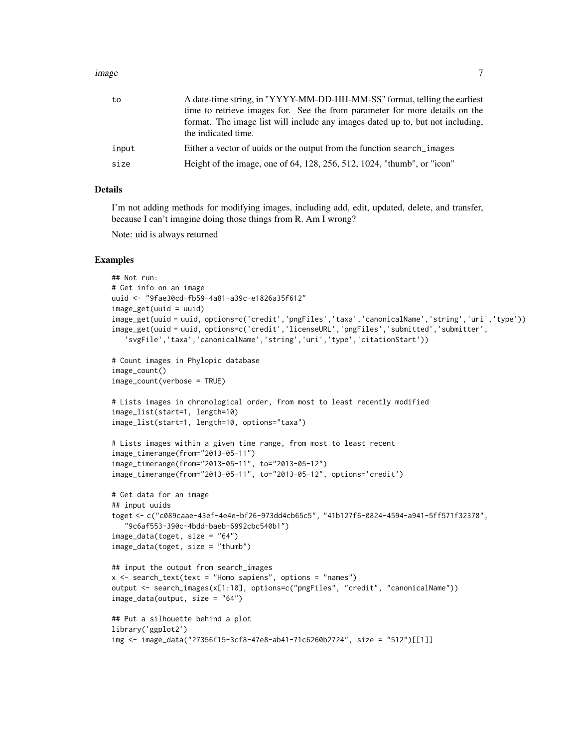| | |
|---|---|
| `to` | A date-time string, in "YYYY-MM-DD-HH-MM-SS" format, telling the earliest time to retrieve images for. See the from parameter for more details on the format. The image list will include any images dated up to, but not including, the indicated time. |
| `input` | Either a vector of uuids or the output from the function `search_images` |
| `size` | Height of the image, one of 64, 128, 256, 512, 1024, "thumb", or "icon" |

## Details

I'm not adding methods for modifying images, including add, edit, updated, delete, and transfer, because I can't imagine doing those things from R. Am I wrong?

Note: uid is always returned

## Examples

```
## Not run:
# Get info on an image
uuid <- "9fae30cd-fb59-4a81-a39c-e1826a35f612"
image_get(uuid = uuid)
image_get(uuid = uuid, options=c('credit','pngFiles','taxa','canonicalName','string','uri','type'))
image_get(uuid = uuid, options=c('credit','licenseURL','pngFiles','submitted','submitter',
   'svgFile','taxa','canonicalName','string','uri','type','citationStart'))

# Count images in Phylopic database
image_count()
image_count(verbose = TRUE)

# Lists images in chronological order, from most to least recently modified
image_list(start=1, length=10)
image_list(start=1, length=10, options="taxa")

# Lists images within a given time range, from most to least recent
image_timerange(from="2013-05-11")
image_timerange(from="2013-05-11", to="2013-05-12")
image_timerange(from="2013-05-11", to="2013-05-12", options='credit')

# Get data for an image
## input uuids
toget <- c("c089caae-43ef-4e4e-bf26-973dd4cb65c5", "41b127f6-0824-4594-a941-5ff571f32378",
   "9c6af553-390c-4bdd-baeb-6992cbc540b1")
image_data(toget, size = "64")
image_data(toget, size = "thumb")

## input the output from search_images
x <- search_text(text = "Homo sapiens", options = "names")
output <- search_images(x[1:10], options=c("pngFiles", "credit", "canonicalName"))
image_data(output, size = "64")

## Put a silhouette behind a plot
library('ggplot2')
img <- image_data("27356f15-3cf8-47e8-ab41-71c6260b2724", size = "512")[[1]]
```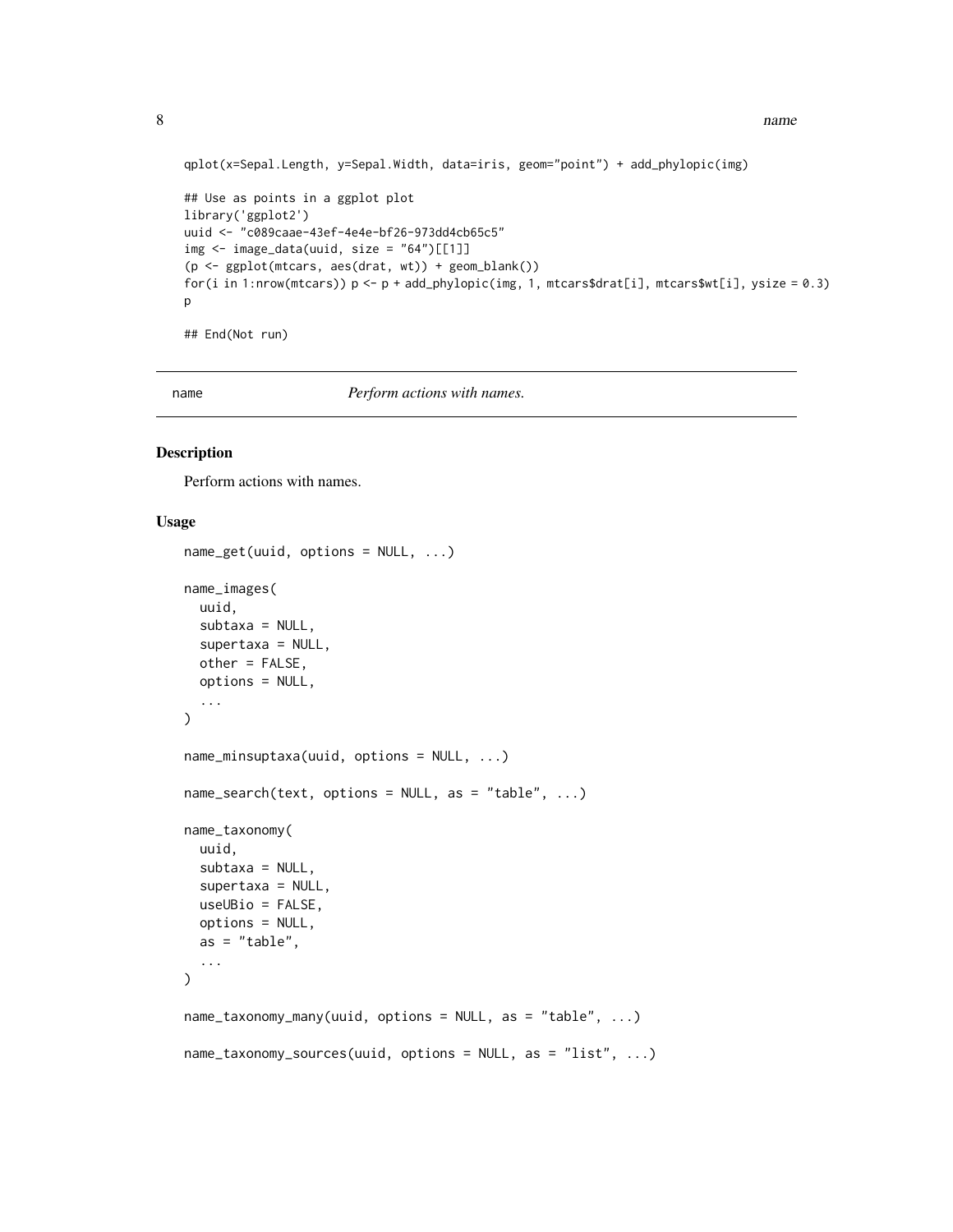```
qplot(x=Sepal.Length, y=Sepal.Width, data=iris, geom="point") + add_phylopic(img)

## Use as points in a ggplot plot
library('ggplot2')
uuid <- "c089caae-43ef-4e4e-bf26-973dd4cb65c5"
img <- image_data(uuid, size = "64")[[1]]
(p <- ggplot(mtcars, aes(drat, wt)) + geom_blank())
for(i in 1:nrow(mtcars)) p <- p + add_phylopic(img, 1, mtcars$drat[i], mtcars$wt[i], ysize = 0.3)
p

## End(Not run)
```

---

`name` *Perform actions with names.*

---

## Description

Perform actions with names.

## Usage

```
name_get(uuid, options = NULL, ...)

name_images(
  uuid,
  subtaxa = NULL,
  supertaxa = NULL,
  other = FALSE,
  options = NULL,
  ...
)

name_minsuptaxa(uuid, options = NULL, ...)

name_search(text, options = NULL, as = "table", ...)

name_taxonomy(
  uuid,
  subtaxa = NULL,
  supertaxa = NULL,
  useUBio = FALSE,
  options = NULL,
  as = "table",
  ...
)

name_taxonomy_many(uuid, options = NULL, as = "table", ...)

name_taxonomy_sources(uuid, options = NULL, as = "list", ...)
```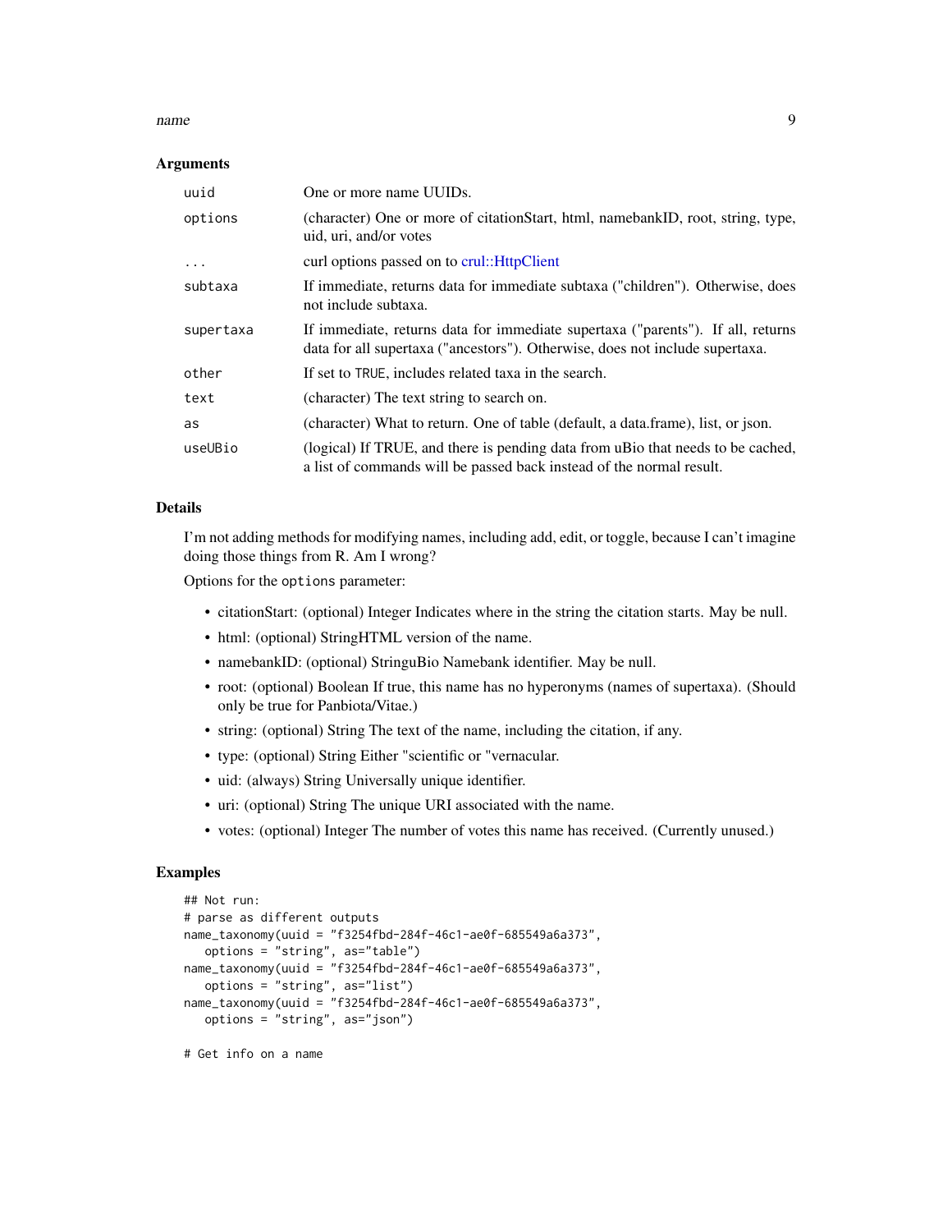### Arguments

| | |
|---|---|
| uuid | One or more name UUIDs. |
| options | (character) One or more of citationStart, html, namebankID, root, string, type, uid, uri, and/or votes |
| ... | curl options passed on to crul::HttpClient |
| subtaxa | If immediate, returns data for immediate subtaxa ("children"). Otherwise, does not include subtaxa. |
| supertaxa | If immediate, returns data for immediate supertaxa ("parents"). If all, returns data for all supertaxa ("ancestors"). Otherwise, does not include supertaxa. |
| other | If set to TRUE, includes related taxa in the search. |
| text | (character) The text string to search on. |
| as | (character) What to return. One of table (default, a data.frame), list, or json. |
| useUBio | (logical) If TRUE, and there is pending data from uBio that needs to be cached, a list of commands will be passed back instead of the normal result. |

### Details

I'm not adding methods for modifying names, including add, edit, or toggle, because I can't imagine doing those things from R. Am I wrong?

Options for the `options` parameter:

- citationStart: (optional) Integer Indicates where in the string the citation starts. May be null.
- html: (optional) StringHTML version of the name.
- namebankID: (optional) StringuBio Namebank identifier. May be null.
- root: (optional) Boolean If true, this name has no hyperonyms (names of supertaxa). (Should only be true for Panbiota/Vitae.)
- string: (optional) String The text of the name, including the citation, if any.
- type: (optional) String Either "scientific or "vernacular.
- uid: (always) String Universally unique identifier.
- uri: (optional) String The unique URI associated with the name.
- votes: (optional) Integer The number of votes this name has received. (Currently unused.)

### Examples

```
## Not run:
# parse as different outputs
name_taxonomy(uuid = "f3254fbd-284f-46c1-ae0f-685549a6a373",
   options = "string", as="table")
name_taxonomy(uuid = "f3254fbd-284f-46c1-ae0f-685549a6a373",
   options = "string", as="list")
name_taxonomy(uuid = "f3254fbd-284f-46c1-ae0f-685549a6a373",
   options = "string", as="json")

# Get info on a name
```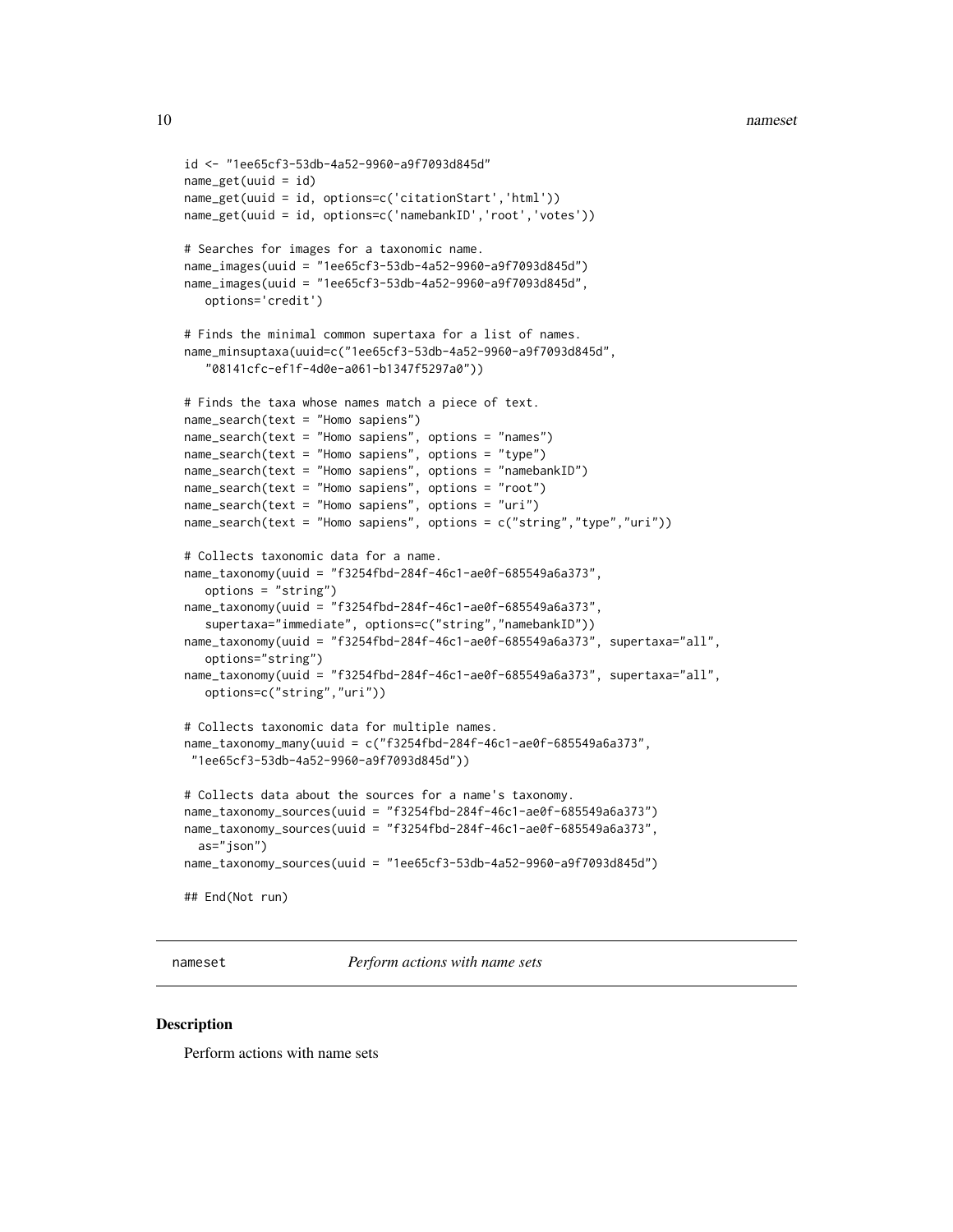```
id <- "1ee65cf3-53db-4a52-9960-a9f7093d845d"
name_get(uuid = id)
name_get(uuid = id, options=c('citationStart','html'))
name_get(uuid = id, options=c('namebankID','root','votes'))

# Searches for images for a taxonomic name.
name_images(uuid = "1ee65cf3-53db-4a52-9960-a9f7093d845d")
name_images(uuid = "1ee65cf3-53db-4a52-9960-a9f7093d845d",
   options='credit')

# Finds the minimal common supertaxa for a list of names.
name_minsuptaxa(uuid=c("1ee65cf3-53db-4a52-9960-a9f7093d845d",
   "08141cfc-ef1f-4d0e-a061-b1347f5297a0"))

# Finds the taxa whose names match a piece of text.
name_search(text = "Homo sapiens")
name_search(text = "Homo sapiens", options = "names")
name_search(text = "Homo sapiens", options = "type")
name_search(text = "Homo sapiens", options = "namebankID")
name_search(text = "Homo sapiens", options = "root")
name_search(text = "Homo sapiens", options = "uri")
name_search(text = "Homo sapiens", options = c("string","type","uri"))

# Collects taxonomic data for a name.
name_taxonomy(uuid = "f3254fbd-284f-46c1-ae0f-685549a6a373",
   options = "string")
name_taxonomy(uuid = "f3254fbd-284f-46c1-ae0f-685549a6a373",
   supertaxa="immediate", options=c("string","namebankID"))
name_taxonomy(uuid = "f3254fbd-284f-46c1-ae0f-685549a6a373", supertaxa="all",
   options="string")
name_taxonomy(uuid = "f3254fbd-284f-46c1-ae0f-685549a6a373", supertaxa="all",
   options=c("string","uri"))

# Collects taxonomic data for multiple names.
name_taxonomy_many(uuid = c("f3254fbd-284f-46c1-ae0f-685549a6a373",
 "1ee65cf3-53db-4a52-9960-a9f7093d845d"))

# Collects data about the sources for a name's taxonomy.
name_taxonomy_sources(uuid = "f3254fbd-284f-46c1-ae0f-685549a6a373")
name_taxonomy_sources(uuid = "f3254fbd-284f-46c1-ae0f-685549a6a373",
  as="json")
name_taxonomy_sources(uuid = "1ee65cf3-53db-4a52-9960-a9f7093d845d")

## End(Not run)
```

## nameset — *Perform actions with name sets*

### Description

Perform actions with name sets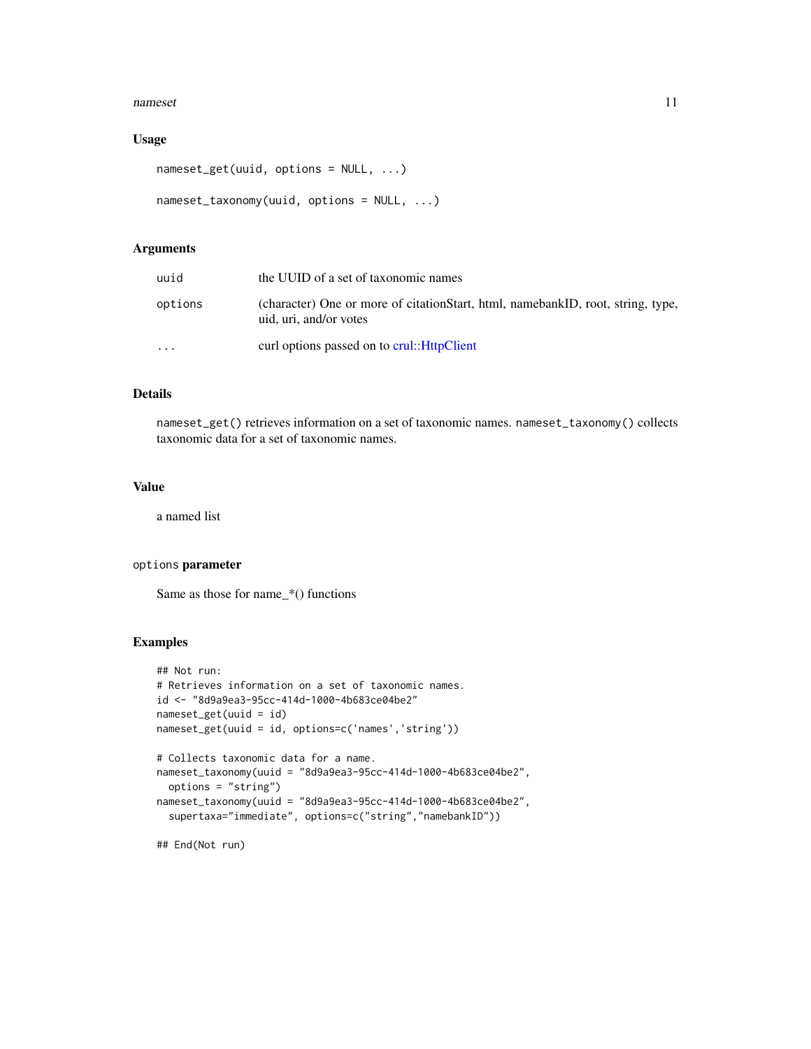## Usage

```
nameset_get(uuid, options = NULL, ...)

nameset_taxonomy(uuid, options = NULL, ...)
```

## Arguments

| | |
|---|---|
| uuid | the UUID of a set of taxonomic names |
| options | (character) One or more of citationStart, html, namebankID, root, string, type, uid, uri, and/or votes |
| ... | curl options passed on to crul::HttpClient |

## Details

`nameset_get()` retrieves information on a set of taxonomic names. `nameset_taxonomy()` collects taxonomic data for a set of taxonomic names.

## Value

a named list

## `options` parameter

Same as those for name_*() functions

## Examples

```
## Not run:
# Retrieves information on a set of taxonomic names.
id <- "8d9a9ea3-95cc-414d-1000-4b683ce04be2"
nameset_get(uuid = id)
nameset_get(uuid = id, options=c('names','string'))

# Collects taxonomic data for a name.
nameset_taxonomy(uuid = "8d9a9ea3-95cc-414d-1000-4b683ce04be2",
  options = "string")
nameset_taxonomy(uuid = "8d9a9ea3-95cc-414d-1000-4b683ce04be2",
  supertaxa="immediate", options=c("string","namebankID"))

## End(Not run)
```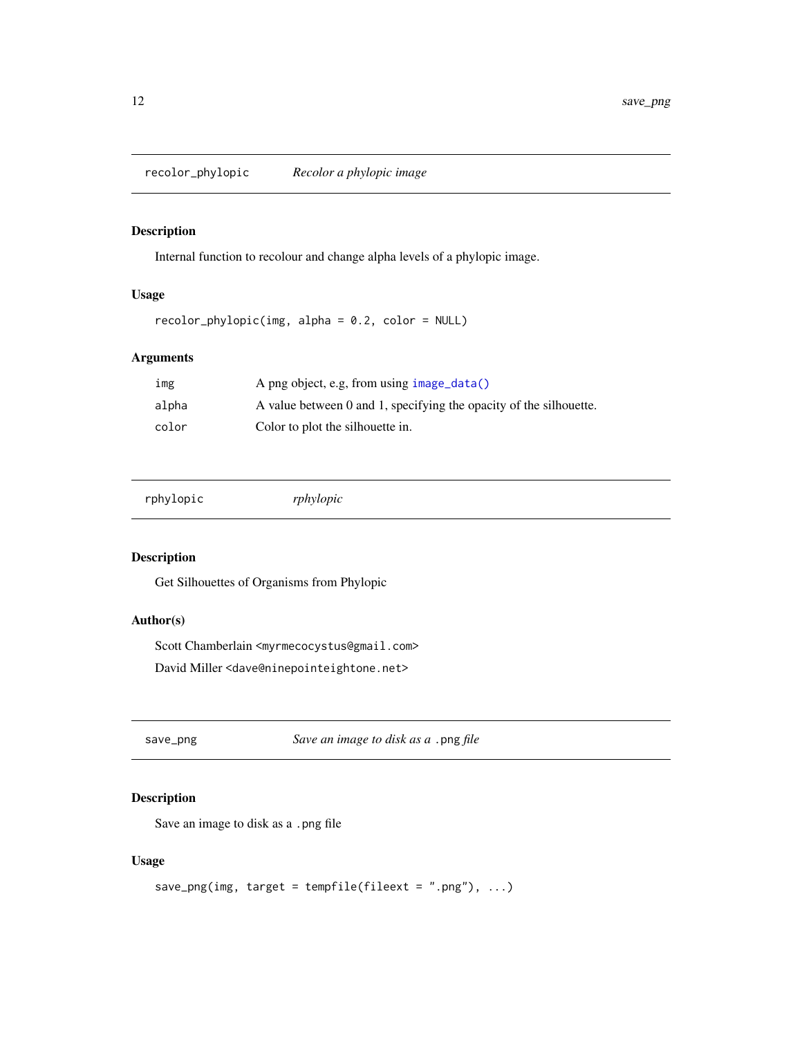## recolor_phylopic — *Recolor a phylopic image*

### Description

Internal function to recolour and change alpha levels of a phylopic image.

### Usage

```
recolor_phylopic(img, alpha = 0.2, color = NULL)
```

### Arguments

| | |
|---|---|
| img | A png object, e.g, from using `image_data()` |
| alpha | A value between 0 and 1, specifying the opacity of the silhouette. |
| color | Color to plot the silhouette in. |

## rphylopic — *rphylopic*

### Description

Get Silhouettes of Organisms from Phylopic

### Author(s)

Scott Chamberlain <myrmecocystus@gmail.com>

David Miller <dave@ninepointeightone.net>

## save_png — *Save an image to disk as a `.png` file*

### Description

Save an image to disk as a `.png` file

### Usage

```
save_png(img, target = tempfile(fileext = ".png"), ...)
```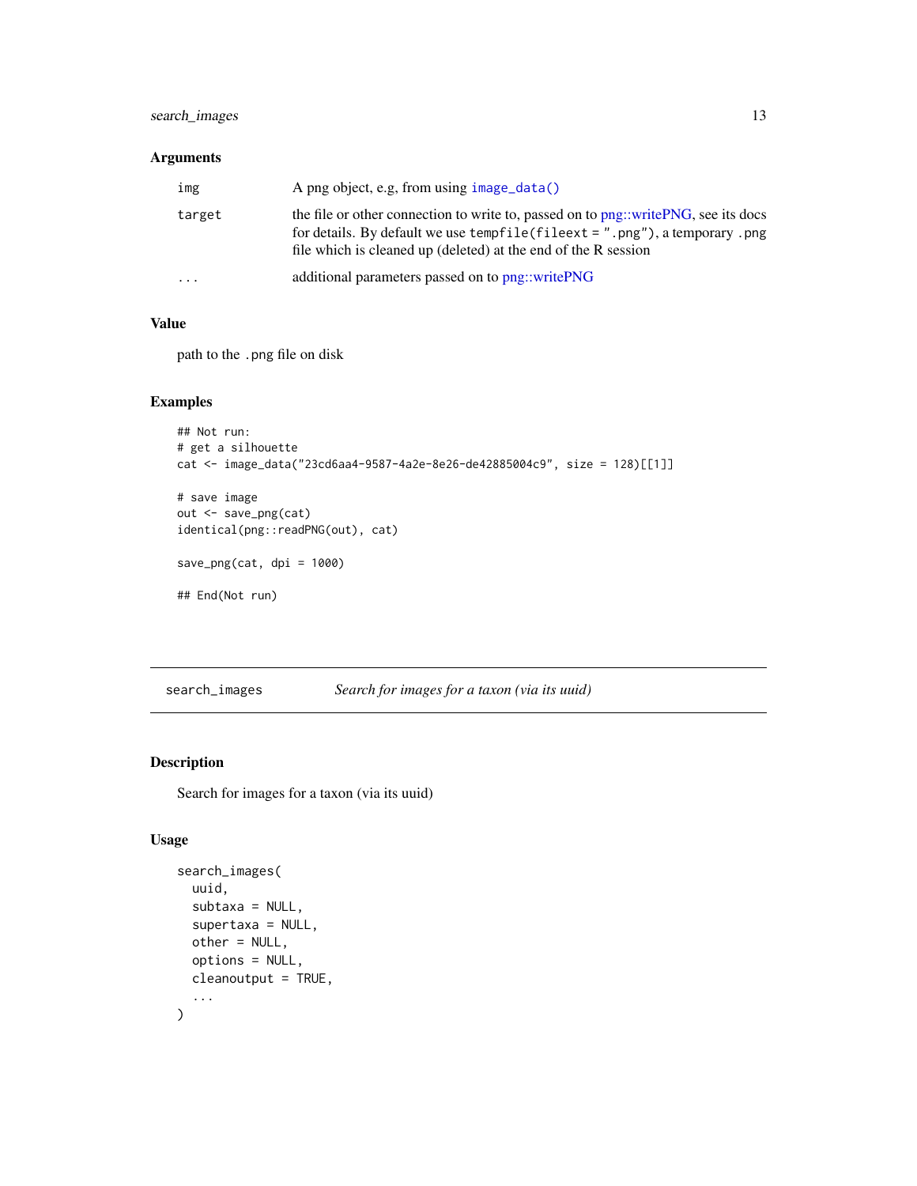### Arguments

| | |
|---|---|
| `img` | A png object, e.g, from using `image_data()` |
| `target` | the file or other connection to write to, passed on to png::writePNG, see its docs for details. By default we use `tempfile(fileext = ".png")`, a temporary `.png` file which is cleaned up (deleted) at the end of the R session |
| `...` | additional parameters passed on to png::writePNG |

### Value

path to the `.png` file on disk

### Examples

```
## Not run:
# get a silhouette
cat <- image_data("23cd6aa4-9587-4a2e-8e26-de42885004c9", size = 128)[[1]]

# save image
out <- save_png(cat)
identical(png::readPNG(out), cat)

save_png(cat, dpi = 1000)

## End(Not run)
```

---

## search_images — *Search for images for a taxon (via its uuid)*

### Description

Search for images for a taxon (via its uuid)

### Usage

```
search_images(
  uuid,
  subtaxa = NULL,
  supertaxa = NULL,
  other = NULL,
  options = NULL,
  cleanoutput = TRUE,
  ...
)
```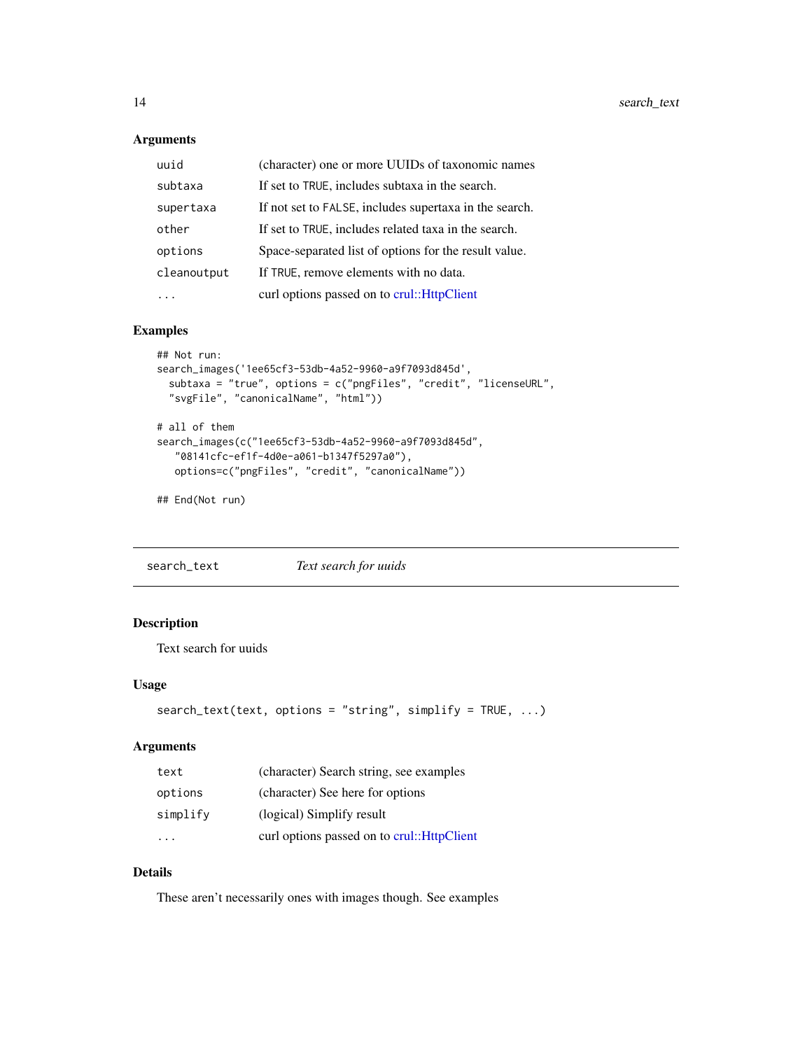### Arguments

| | |
|---|---|
| uuid | (character) one or more UUIDs of taxonomic names |
| subtaxa | If set to TRUE, includes subtaxa in the search. |
| supertaxa | If not set to FALSE, includes supertaxa in the search. |
| other | If set to TRUE, includes related taxa in the search. |
| options | Space-separated list of options for the result value. |
| cleanoutput | If TRUE, remove elements with no data. |
| ... | curl options passed on to crul::HttpClient |

### Examples

```
## Not run:
search_images('1ee65cf3-53db-4a52-9960-a9f7093d845d',
  subtaxa = "true", options = c("pngFiles", "credit", "licenseURL",
  "svgFile", "canonicalName", "html"))

# all of them
search_images(c("1ee65cf3-53db-4a52-9960-a9f7093d845d",
   "08141cfc-ef1f-4d0e-a061-b1347f5297a0"),
   options=c("pngFiles", "credit", "canonicalName"))

## End(Not run)
```

---

## search_text — *Text search for uuids*

### Description

Text search for uuids

### Usage

```
search_text(text, options = "string", simplify = TRUE, ...)
```

### Arguments

| | |
|---|---|
| text | (character) Search string, see examples |
| options | (character) See here for options |
| simplify | (logical) Simplify result |
| ... | curl options passed on to crul::HttpClient |

### Details

These aren't necessarily ones with images though. See examples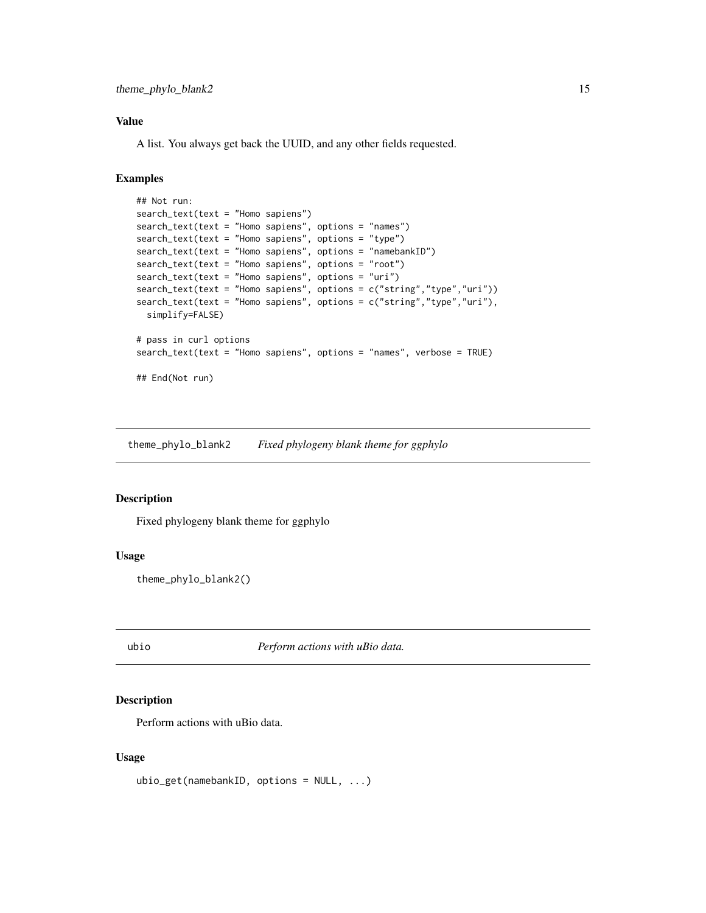### Value

A list. You always get back the UUID, and any other fields requested.

### Examples

```
## Not run:
search_text(text = "Homo sapiens")
search_text(text = "Homo sapiens", options = "names")
search_text(text = "Homo sapiens", options = "type")
search_text(text = "Homo sapiens", options = "namebankID")
search_text(text = "Homo sapiens", options = "root")
search_text(text = "Homo sapiens", options = "uri")
search_text(text = "Homo sapiens", options = c("string","type","uri"))
search_text(text = "Homo sapiens", options = c("string","type","uri"),
  simplify=FALSE)

# pass in curl options
search_text(text = "Homo sapiens", options = "names", verbose = TRUE)

## End(Not run)
```

---

## theme_phylo_blank2 — *Fixed phylogeny blank theme for ggphylo*

---

### Description

Fixed phylogeny blank theme for ggphylo

### Usage

```
theme_phylo_blank2()
```

---

## ubio — *Perform actions with uBio data.*

---

### Description

Perform actions with uBio data.

### Usage

```
ubio_get(namebankID, options = NULL, ...)
```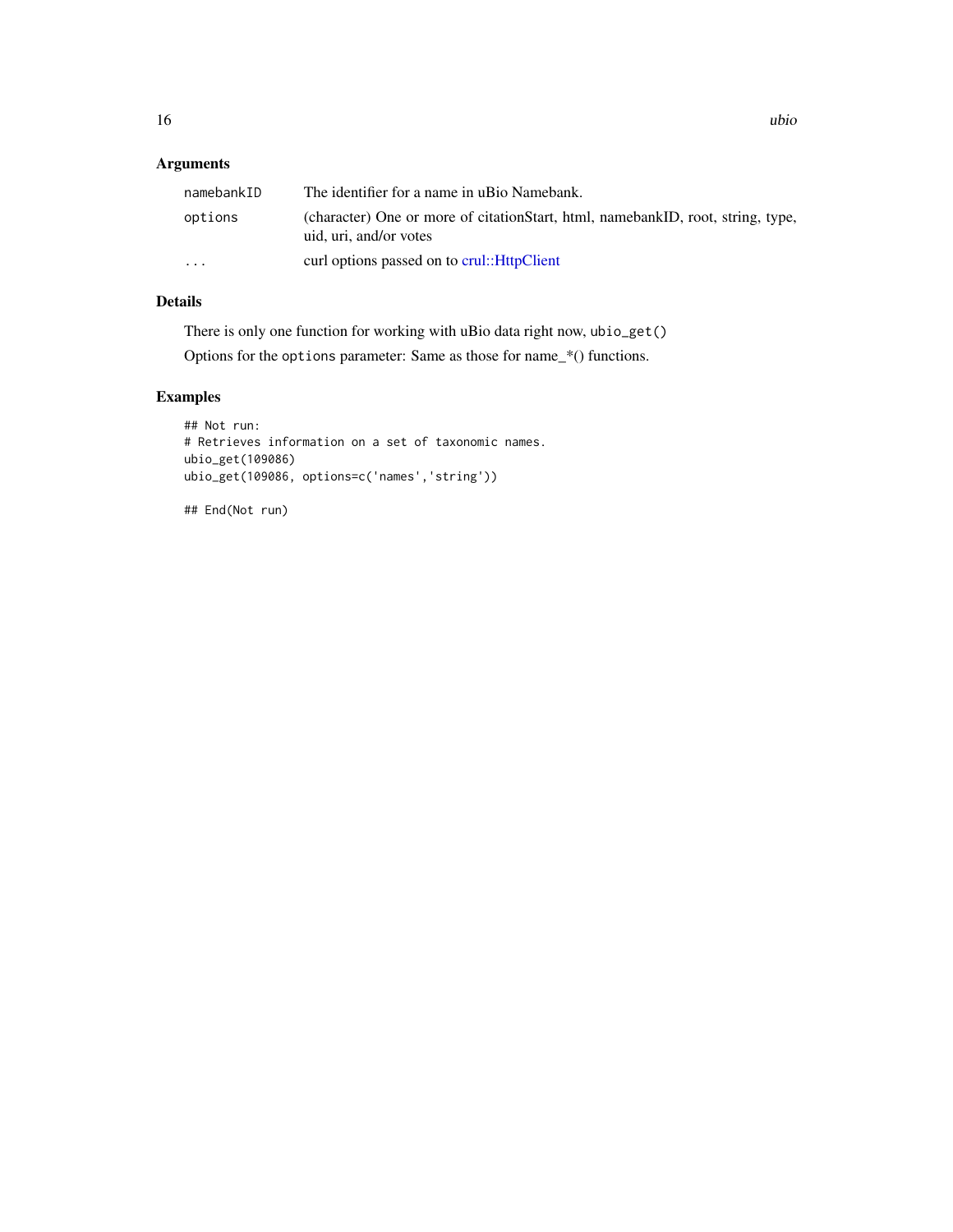## Arguments

| | |
|---|---|
| namebankID | The identifier for a name in uBio Namebank. |
| options | (character) One or more of citationStart, html, namebankID, root, string, type, uid, uri, and/or votes |
| ... | curl options passed on to crul::HttpClient |

## Details

There is only one function for working with uBio data right now, `ubio_get()`

Options for the `options` parameter: Same as those for name_*() functions.

## Examples

```
## Not run:
# Retrieves information on a set of taxonomic names.
ubio_get(109086)
ubio_get(109086, options=c('names','string'))

## End(Not run)
```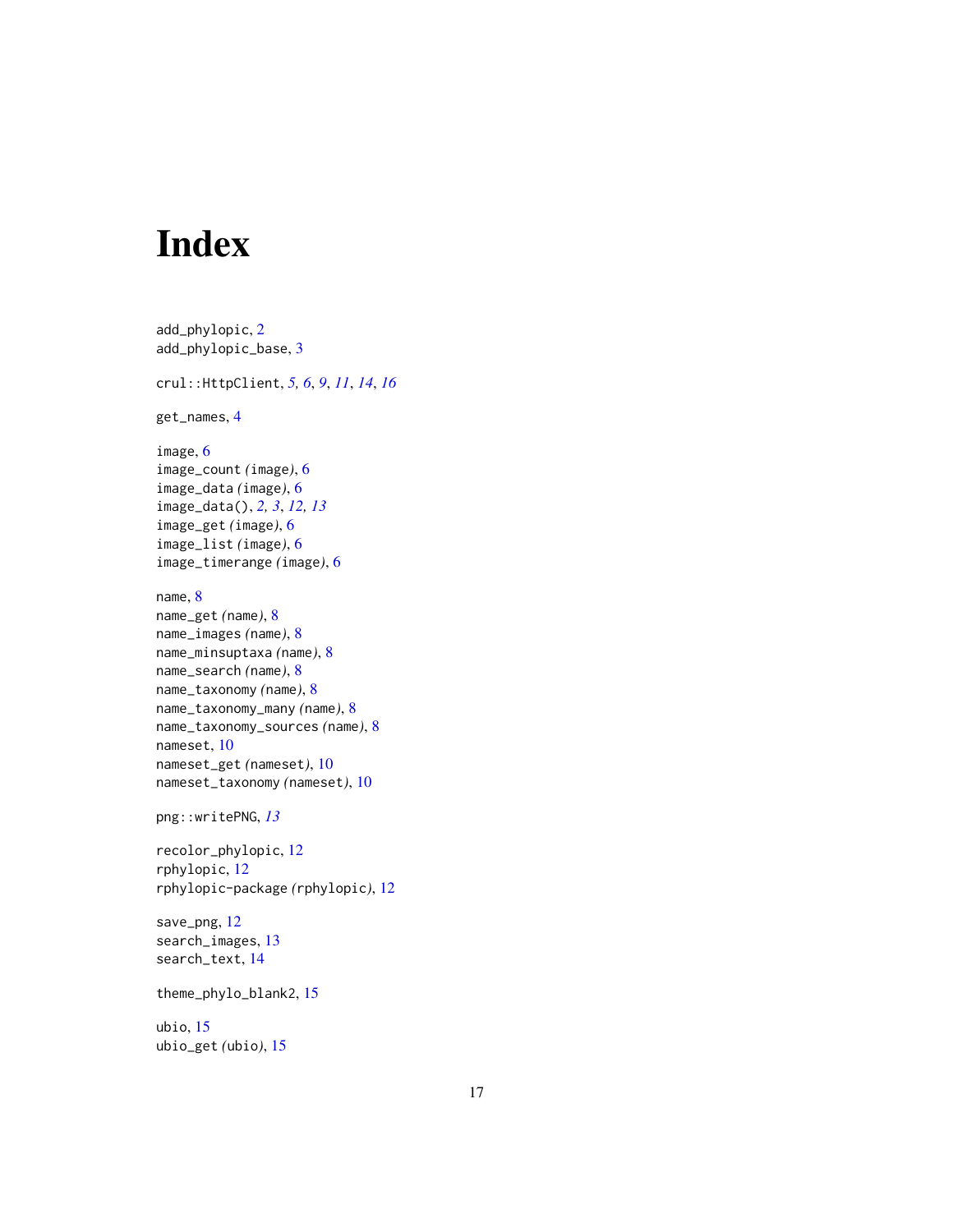# Index

add_phylopic, 2
add_phylopic_base, 3

crul::HttpClient, *5, 6*, *9*, *11*, *14*, *16*

get_names, 4

image, 6
image_count *(image)*, 6
image_data *(image)*, 6
image_data(), *2, 3*, *12, 13*
image_get *(image)*, 6
image_list *(image)*, 6
image_timerange *(image)*, 6

name, 8
name_get *(name)*, 8
name_images *(name)*, 8
name_minsuptaxa *(name)*, 8
name_search *(name)*, 8
name_taxonomy *(name)*, 8
name_taxonomy_many *(name)*, 8
name_taxonomy_sources *(name)*, 8
nameset, 10
nameset_get *(nameset)*, 10
nameset_taxonomy *(nameset)*, 10

png::writePNG, *13*

recolor_phylopic, 12
rphylopic, 12
rphylopic-package *(rphylopic)*, 12

save_png, 12
search_images, 13
search_text, 14

theme_phylo_blank2, 15

ubio, 15
ubio_get *(ubio)*, 15